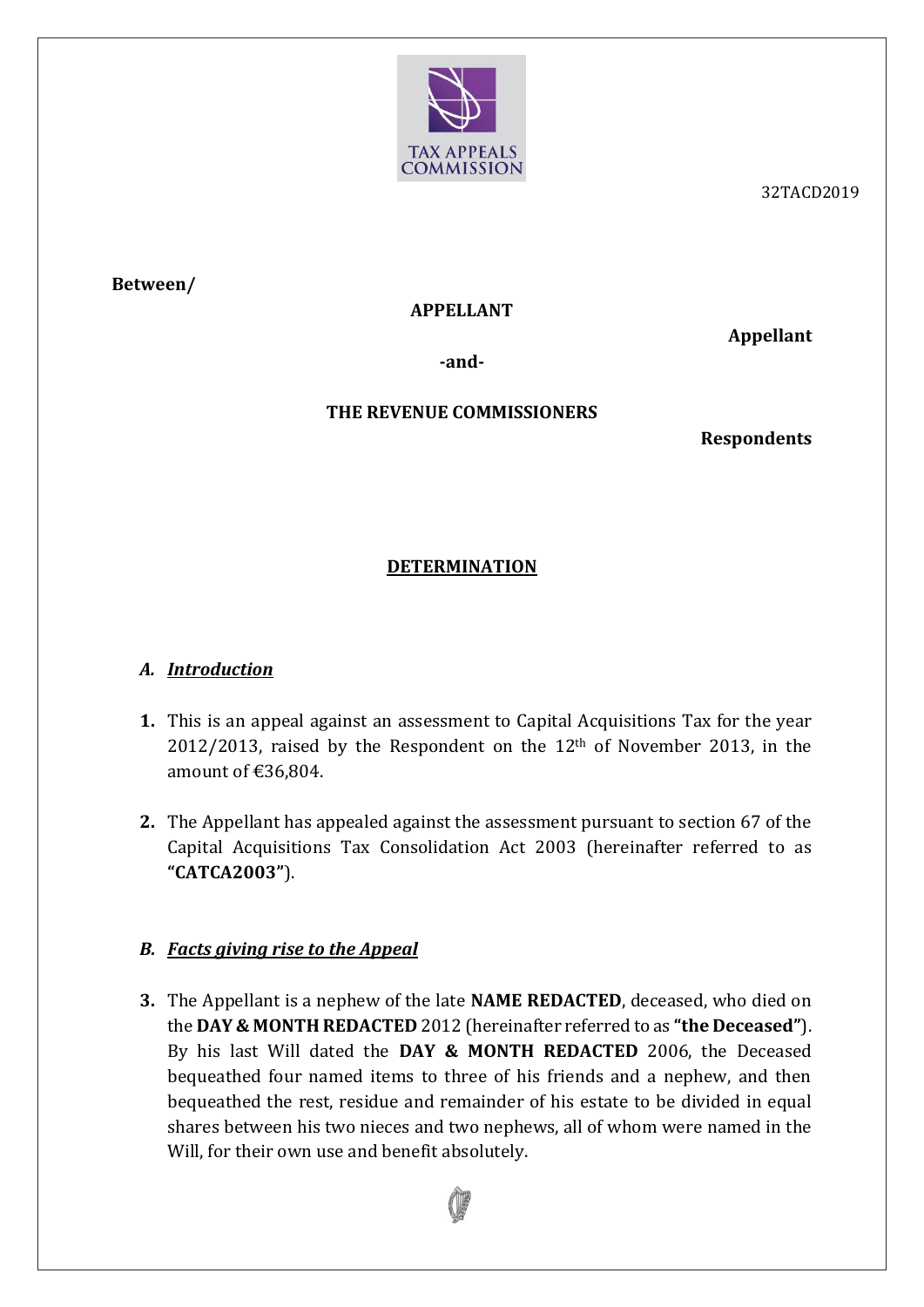TAX APPEALS COMMISSION

32TACD2019

**Between/**

**APPELLANT**

**Appellant**

**-and-**

**THE REVENUE COMMISSIONERS**

**Respondents**

## DETERMINATION

### A. *Introduction*

1. This is an appeal against an assessment to Capital Acquisitions Tax for the year 2012/2013, raised by the Respondent on the 12th of November 2013, in the amount of €36,804.

2. The Appellant has appealed against the assessment pursuant to section 67 of the Capital Acquisitions Tax Consolidation Act 2003 (hereinafter referred to as **"CATCA2003"**).

### B. *Facts giving rise to the Appeal*

3. The Appellant is a nephew of the late **NAME REDACTED**, deceased, who died on the **DAY & MONTH REDACTED** 2012 (hereinafter referred to as **"the Deceased"**). By his last Will dated the **DAY & MONTH REDACTED** 2006, the Deceased bequeathed four named items to three of his friends and a nephew, and then bequeathed the rest, residue and remainder of his estate to be divided in equal shares between his two nieces and two nephews, all of whom were named in the Will, for their own use and benefit absolutely.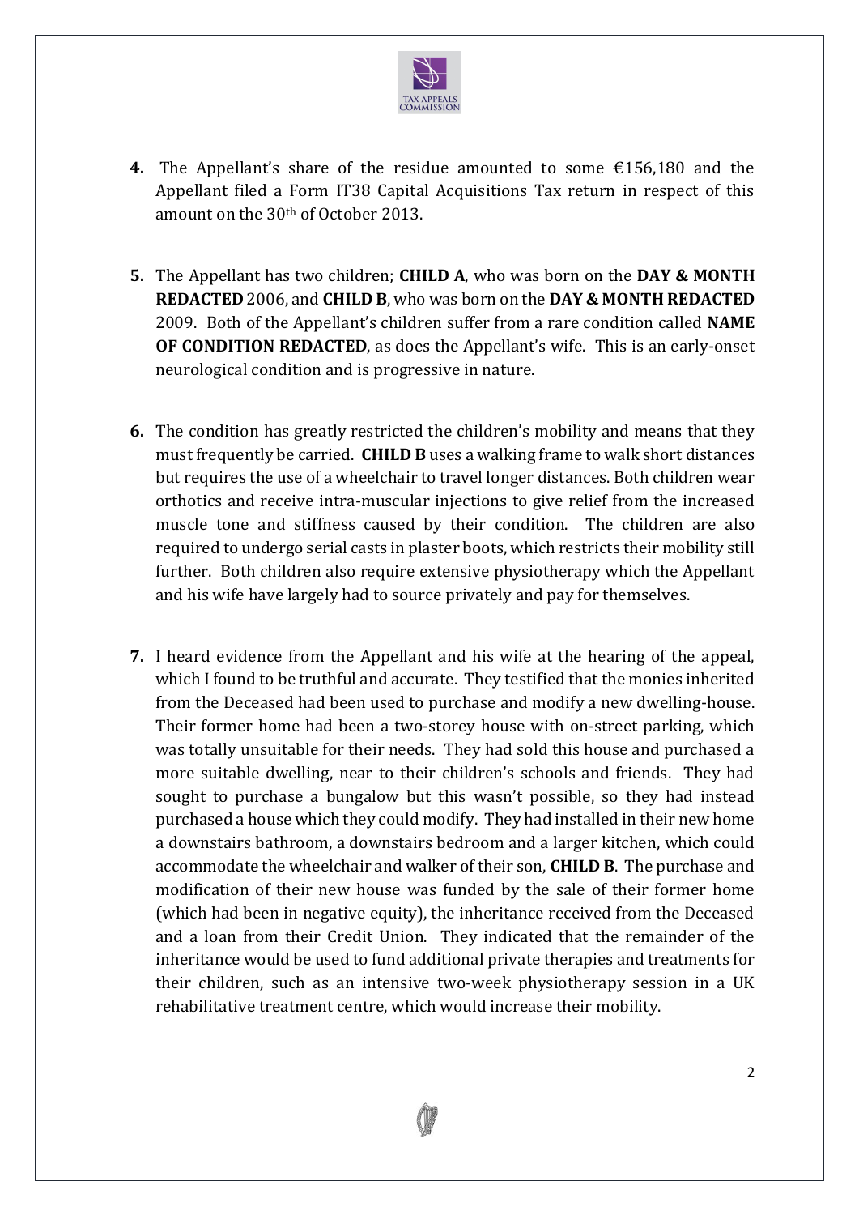4. The Appellant's share of the residue amounted to some €156,180 and the Appellant filed a Form IT38 Capital Acquisitions Tax return in respect of this amount on the 30th of October 2013.

5. The Appellant has two children; **CHILD A**, who was born on the **DAY & MONTH REDACTED** 2006, and **CHILD B**, who was born on the **DAY & MONTH REDACTED** 2009. Both of the Appellant's children suffer from a rare condition called **NAME OF CONDITION REDACTED**, as does the Appellant's wife. This is an early-onset neurological condition and is progressive in nature.

6. The condition has greatly restricted the children's mobility and means that they must frequently be carried. **CHILD B** uses a walking frame to walk short distances but requires the use of a wheelchair to travel longer distances. Both children wear orthotics and receive intra-muscular injections to give relief from the increased muscle tone and stiffness caused by their condition. The children are also required to undergo serial casts in plaster boots, which restricts their mobility still further. Both children also require extensive physiotherapy which the Appellant and his wife have largely had to source privately and pay for themselves.

7. I heard evidence from the Appellant and his wife at the hearing of the appeal, which I found to be truthful and accurate. They testified that the monies inherited from the Deceased had been used to purchase and modify a new dwelling-house. Their former home had been a two-storey house with on-street parking, which was totally unsuitable for their needs. They had sold this house and purchased a more suitable dwelling, near to their children's schools and friends. They had sought to purchase a bungalow but this wasn't possible, so they had instead purchased a house which they could modify. They had installed in their new home a downstairs bathroom, a downstairs bedroom and a larger kitchen, which could accommodate the wheelchair and walker of their son, **CHILD B**. The purchase and modification of their new house was funded by the sale of their former home (which had been in negative equity), the inheritance received from the Deceased and a loan from their Credit Union. They indicated that the remainder of the inheritance would be used to fund additional private therapies and treatments for their children, such as an intensive two-week physiotherapy session in a UK rehabilitative treatment centre, which would increase their mobility.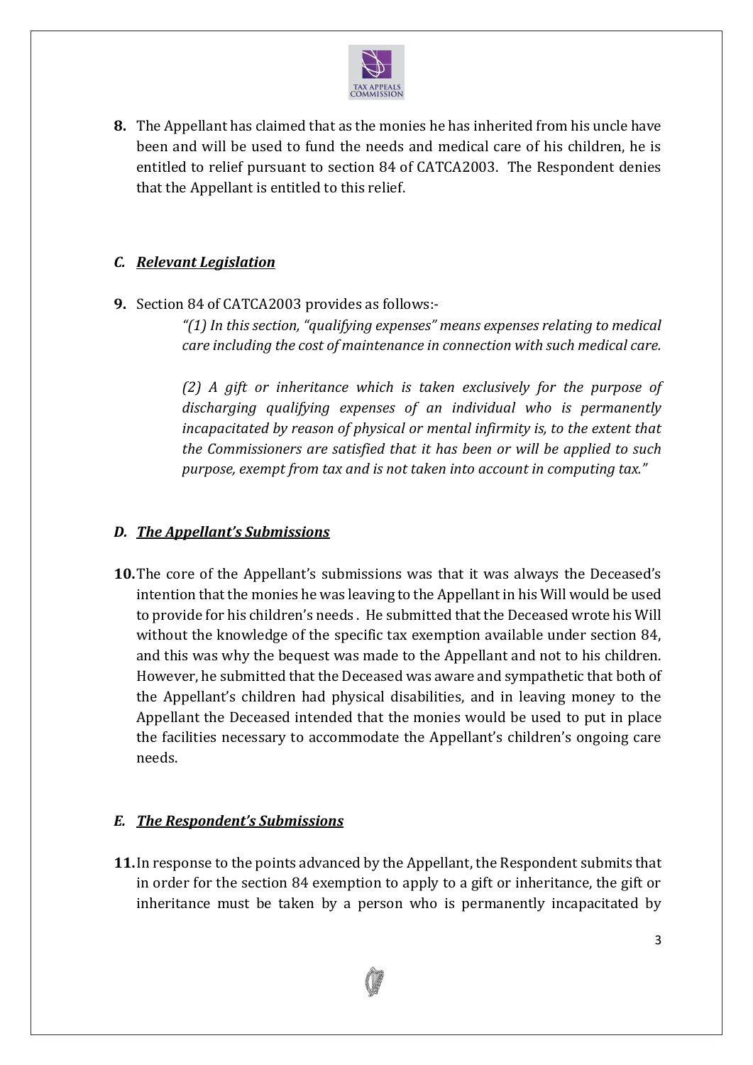**8.** The Appellant has claimed that as the monies he has inherited from his uncle have been and will be used to fund the needs and medical care of his children, he is entitled to relief pursuant to section 84 of CATCA2003. The Respondent denies that the Appellant is entitled to this relief.

### *C. Relevant Legislation*

**9.** Section 84 of CATCA2003 provides as follows:-

> *"(1) In this section, "qualifying expenses" means expenses relating to medical care including the cost of maintenance in connection with such medical care.*
>
> *(2) A gift or inheritance which is taken exclusively for the purpose of discharging qualifying expenses of an individual who is permanently incapacitated by reason of physical or mental infirmity is, to the extent that the Commissioners are satisfied that it has been or will be applied to such purpose, exempt from tax and is not taken into account in computing tax."*

### *D. The Appellant's Submissions*

**10.** The core of the Appellant's submissions was that it was always the Deceased's intention that the monies he was leaving to the Appellant in his Will would be used to provide for his children's needs . He submitted that the Deceased wrote his Will without the knowledge of the specific tax exemption available under section 84, and this was why the bequest was made to the Appellant and not to his children. However, he submitted that the Deceased was aware and sympathetic that both of the Appellant's children had physical disabilities, and in leaving money to the Appellant the Deceased intended that the monies would be used to put in place the facilities necessary to accommodate the Appellant's children's ongoing care needs.

### *E. The Respondent's Submissions*

**11.** In response to the points advanced by the Appellant, the Respondent submits that in order for the section 84 exemption to apply to a gift or inheritance, the gift or inheritance must be taken by a person who is permanently incapacitated by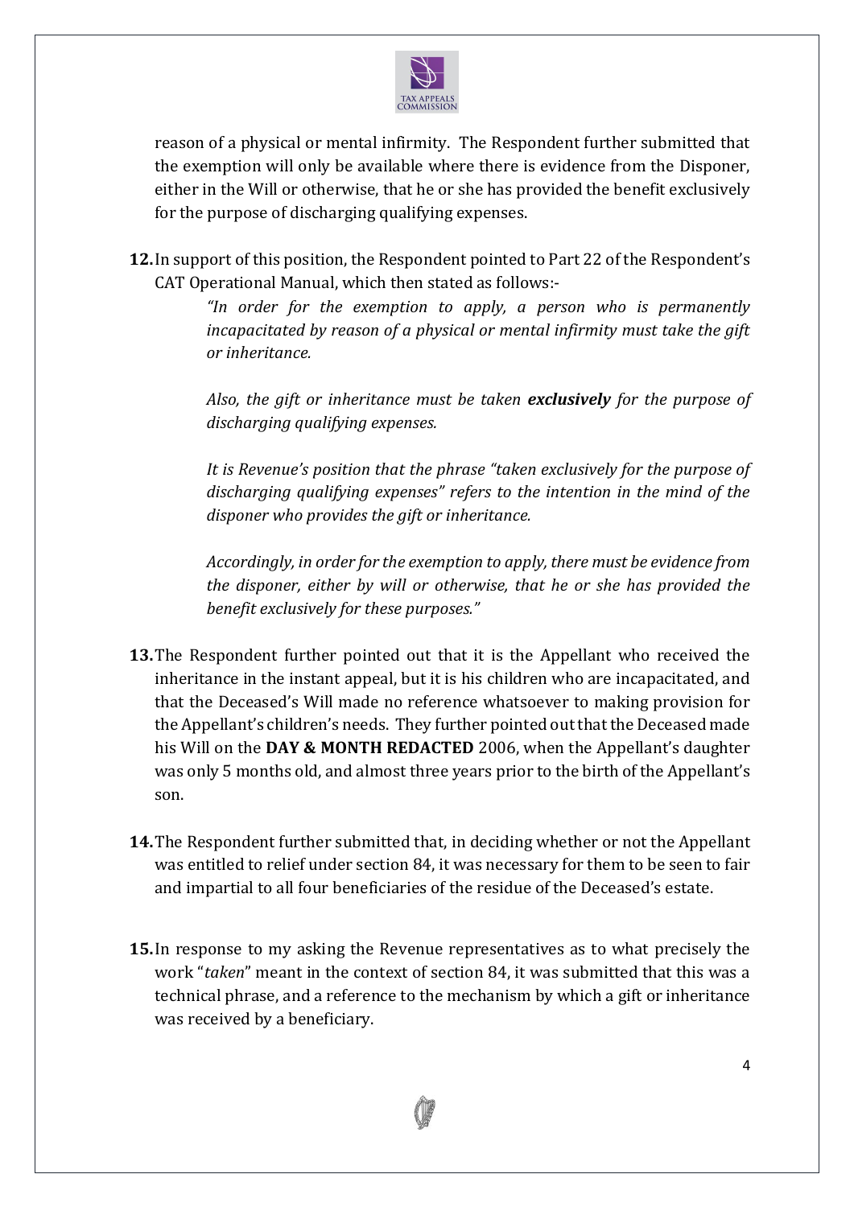reason of a physical or mental infirmity. The Respondent further submitted that the exemption will only be available where there is evidence from the Disponer, either in the Will or otherwise, that he or she has provided the benefit exclusively for the purpose of discharging qualifying expenses.

**12.** In support of this position, the Respondent pointed to Part 22 of the Respondent's CAT Operational Manual, which then stated as follows:-

> *"In order for the exemption to apply, a person who is permanently incapacitated by reason of a physical or mental infirmity must take the gift or inheritance.*
>
> *Also, the gift or inheritance must be taken **exclusively** for the purpose of discharging qualifying expenses.*
>
> *It is Revenue's position that the phrase "taken exclusively for the purpose of discharging qualifying expenses" refers to the intention in the mind of the disponer who provides the gift or inheritance.*
>
> *Accordingly, in order for the exemption to apply, there must be evidence from the disponer, either by will or otherwise, that he or she has provided the benefit exclusively for these purposes."*

**13.** The Respondent further pointed out that it is the Appellant who received the inheritance in the instant appeal, but it is his children who are incapacitated, and that the Deceased's Will made no reference whatsoever to making provision for the Appellant's children's needs. They further pointed out that the Deceased made his Will on the **DAY & MONTH REDACTED** 2006, when the Appellant's daughter was only 5 months old, and almost three years prior to the birth of the Appellant's son.

**14.** The Respondent further submitted that, in deciding whether or not the Appellant was entitled to relief under section 84, it was necessary for them to be seen to fair and impartial to all four beneficiaries of the residue of the Deceased's estate.

**15.** In response to my asking the Revenue representatives as to what precisely the work "*taken*" meant in the context of section 84, it was submitted that this was a technical phrase, and a reference to the mechanism by which a gift or inheritance was received by a beneficiary.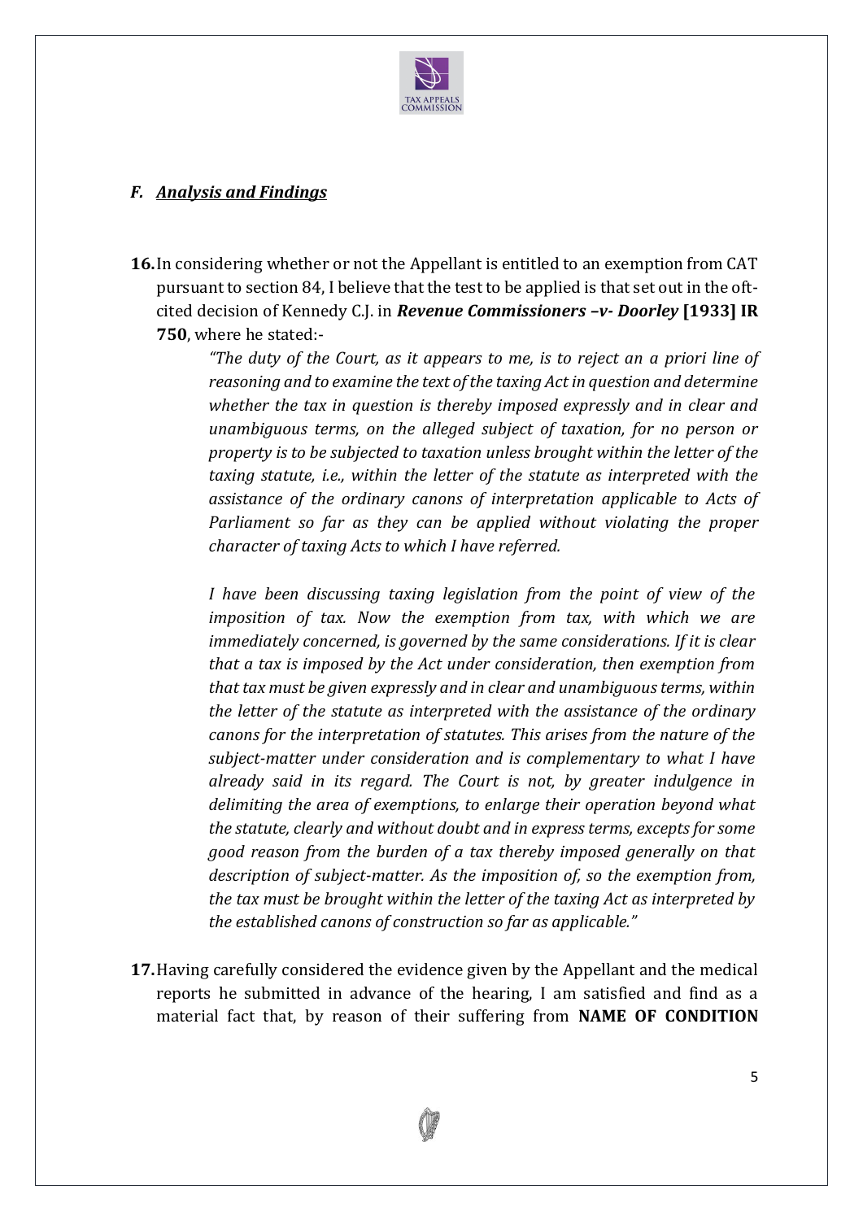## *F. Analysis and Findings*

**16.** In considering whether or not the Appellant is entitled to an exemption from CAT pursuant to section 84, I believe that the test to be applied is that set out in the oft-cited decision of Kennedy C.J. in ***Revenue Commissioners –v- Doorley* [1933] IR 750**, where he stated:-

> *"The duty of the Court, as it appears to me, is to reject an a priori line of reasoning and to examine the text of the taxing Act in question and determine whether the tax in question is thereby imposed expressly and in clear and unambiguous terms, on the alleged subject of taxation, for no person or property is to be subjected to taxation unless brought within the letter of the taxing statute, i.e., within the letter of the statute as interpreted with the assistance of the ordinary canons of interpretation applicable to Acts of Parliament so far as they can be applied without violating the proper character of taxing Acts to which I have referred.*
>
> *I have been discussing taxing legislation from the point of view of the imposition of tax. Now the exemption from tax, with which we are immediately concerned, is governed by the same considerations. If it is clear that a tax is imposed by the Act under consideration, then exemption from that tax must be given expressly and in clear and unambiguous terms, within the letter of the statute as interpreted with the assistance of the ordinary canons for the interpretation of statutes. This arises from the nature of the subject-matter under consideration and is complementary to what I have already said in its regard. The Court is not, by greater indulgence in delimiting the area of exemptions, to enlarge their operation beyond what the statute, clearly and without doubt and in express terms, excepts for some good reason from the burden of a tax thereby imposed generally on that description of subject-matter. As the imposition of, so the exemption from, the tax must be brought within the letter of the taxing Act as interpreted by the established canons of construction so far as applicable."*

**17.** Having carefully considered the evidence given by the Appellant and the medical reports he submitted in advance of the hearing, I am satisfied and find as a material fact that, by reason of their suffering from **NAME OF CONDITION**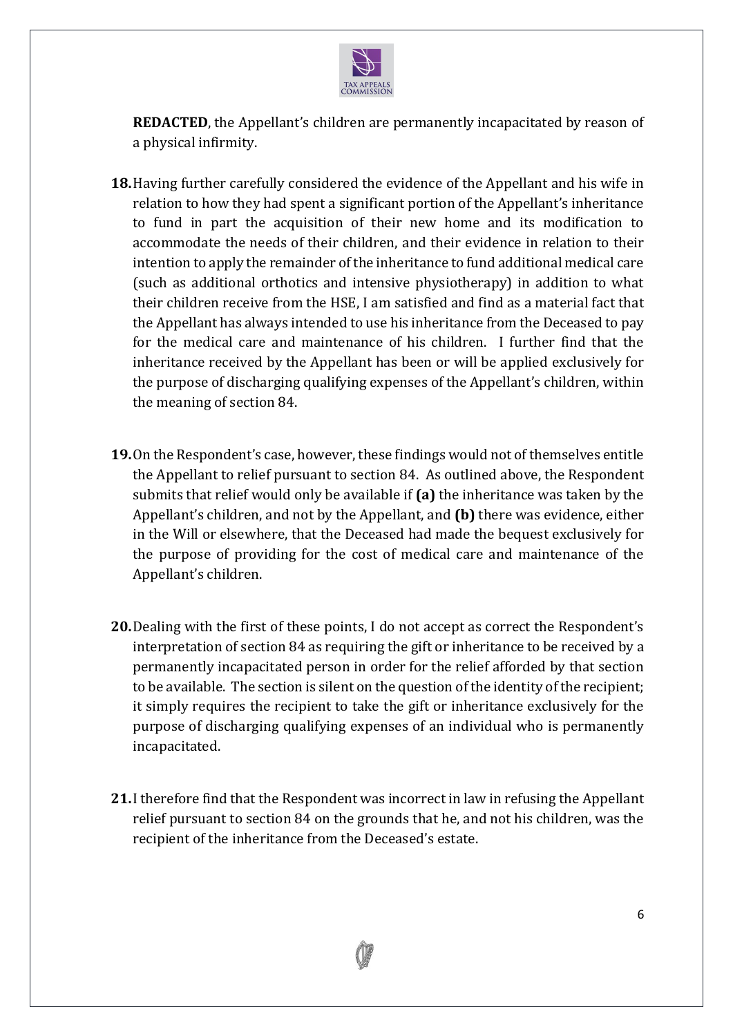**REDACTED**, the Appellant's children are permanently incapacitated by reason of a physical infirmity.

**18.** Having further carefully considered the evidence of the Appellant and his wife in relation to how they had spent a significant portion of the Appellant's inheritance to fund in part the acquisition of their new home and its modification to accommodate the needs of their children, and their evidence in relation to their intention to apply the remainder of the inheritance to fund additional medical care (such as additional orthotics and intensive physiotherapy) in addition to what their children receive from the HSE, I am satisfied and find as a material fact that the Appellant has always intended to use his inheritance from the Deceased to pay for the medical care and maintenance of his children. I further find that the inheritance received by the Appellant has been or will be applied exclusively for the purpose of discharging qualifying expenses of the Appellant's children, within the meaning of section 84.

**19.** On the Respondent's case, however, these findings would not of themselves entitle the Appellant to relief pursuant to section 84. As outlined above, the Respondent submits that relief would only be available if **(a)** the inheritance was taken by the Appellant's children, and not by the Appellant, and **(b)** there was evidence, either in the Will or elsewhere, that the Deceased had made the bequest exclusively for the purpose of providing for the cost of medical care and maintenance of the Appellant's children.

**20.** Dealing with the first of these points, I do not accept as correct the Respondent's interpretation of section 84 as requiring the gift or inheritance to be received by a permanently incapacitated person in order for the relief afforded by that section to be available. The section is silent on the question of the identity of the recipient; it simply requires the recipient to take the gift or inheritance exclusively for the purpose of discharging qualifying expenses of an individual who is permanently incapacitated.

**21.** I therefore find that the Respondent was incorrect in law in refusing the Appellant relief pursuant to section 84 on the grounds that he, and not his children, was the recipient of the inheritance from the Deceased's estate.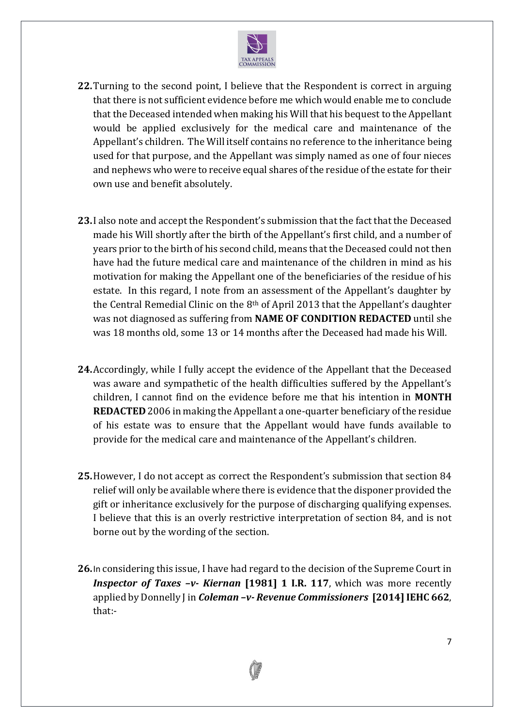**22.** Turning to the second point, I believe that the Respondent is correct in arguing that there is not sufficient evidence before me which would enable me to conclude that the Deceased intended when making his Will that his bequest to the Appellant would be applied exclusively for the medical care and maintenance of the Appellant's children. The Will itself contains no reference to the inheritance being used for that purpose, and the Appellant was simply named as one of four nieces and nephews who were to receive equal shares of the residue of the estate for their own use and benefit absolutely.

**23.** I also note and accept the Respondent's submission that the fact that the Deceased made his Will shortly after the birth of the Appellant's first child, and a number of years prior to the birth of his second child, means that the Deceased could not then have had the future medical care and maintenance of the children in mind as his motivation for making the Appellant one of the beneficiaries of the residue of his estate. In this regard, I note from an assessment of the Appellant's daughter by the Central Remedial Clinic on the 8th of April 2013 that the Appellant's daughter was not diagnosed as suffering from **NAME OF CONDITION REDACTED** until she was 18 months old, some 13 or 14 months after the Deceased had made his Will.

**24.** Accordingly, while I fully accept the evidence of the Appellant that the Deceased was aware and sympathetic of the health difficulties suffered by the Appellant's children, I cannot find on the evidence before me that his intention in **MONTH REDACTED** 2006 in making the Appellant a one-quarter beneficiary of the residue of his estate was to ensure that the Appellant would have funds available to provide for the medical care and maintenance of the Appellant's children.

**25.** However, I do not accept as correct the Respondent's submission that section 84 relief will only be available where there is evidence that the disponer provided the gift or inheritance exclusively for the purpose of discharging qualifying expenses. I believe that this is an overly restrictive interpretation of section 84, and is not borne out by the wording of the section.

**26.** In considering this issue, I have had regard to the decision of the Supreme Court in ***Inspector of Taxes –v- Kiernan* [1981] 1 I.R. 117**, which was more recently applied by Donnelly J in ***Coleman –v- Revenue Commissioners* [2014] IEHC 662**, that:-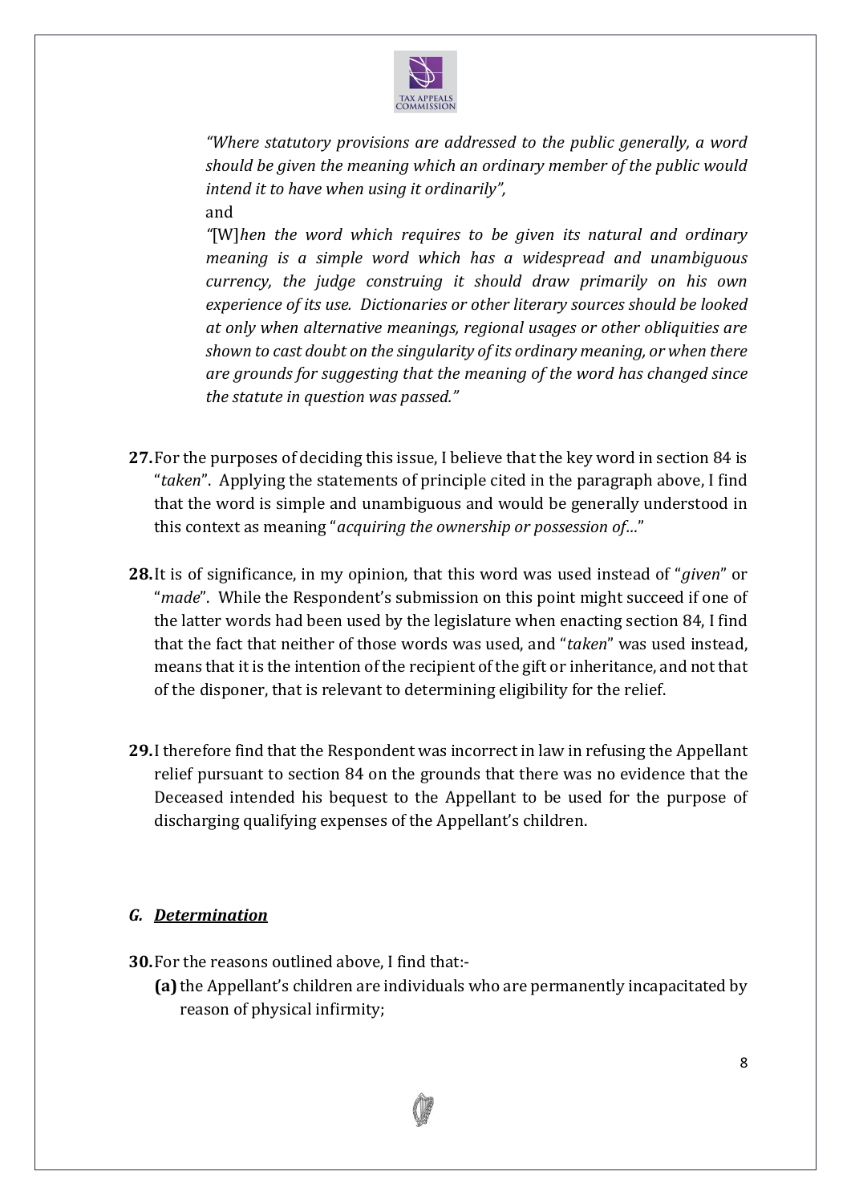> *"Where statutory provisions are addressed to the public generally, a word should be given the meaning which an ordinary member of the public would intend it to have when using it ordinarily",*
>
> and
>
> *"*[W]*hen the word which requires to be given its natural and ordinary meaning is a simple word which has a widespread and unambiguous currency, the judge construing it should draw primarily on his own experience of its use. Dictionaries or other literary sources should be looked at only when alternative meanings, regional usages or other obliquities are shown to cast doubt on the singularity of its ordinary meaning, or when there are grounds for suggesting that the meaning of the word has changed since the statute in question was passed."*

**27.** For the purposes of deciding this issue, I believe that the key word in section 84 is "*taken*". Applying the statements of principle cited in the paragraph above, I find that the word is simple and unambiguous and would be generally understood in this context as meaning "*acquiring the ownership or possession of…*"

**28.** It is of significance, in my opinion, that this word was used instead of "*given*" or "*made*". While the Respondent's submission on this point might succeed if one of the latter words had been used by the legislature when enacting section 84, I find that the fact that neither of those words was used, and "*taken*" was used instead, means that it is the intention of the recipient of the gift or inheritance, and not that of the disponer, that is relevant to determining eligibility for the relief.

**29.** I therefore find that the Respondent was incorrect in law in refusing the Appellant relief pursuant to section 84 on the grounds that there was no evidence that the Deceased intended his bequest to the Appellant to be used for the purpose of discharging qualifying expenses of the Appellant's children.

## *G. Determination*

**30.** For the reasons outlined above, I find that:-

**(a)** the Appellant's children are individuals who are permanently incapacitated by reason of physical infirmity;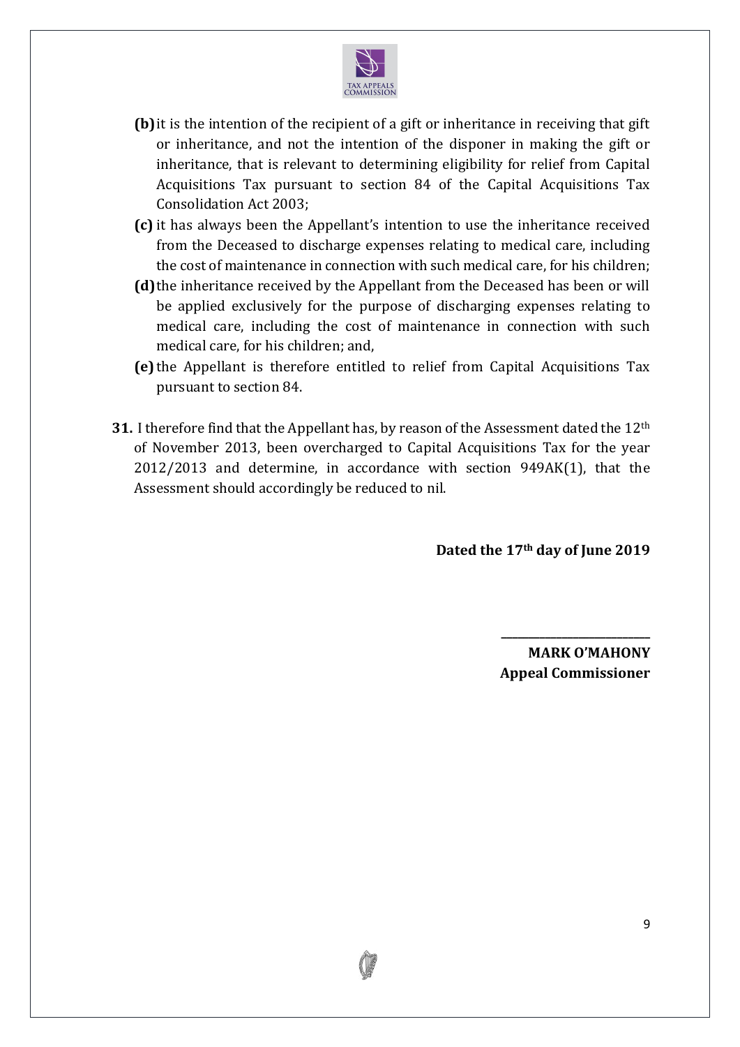**(b)** it is the intention of the recipient of a gift or inheritance in receiving that gift or inheritance, and not the intention of the disponer in making the gift or inheritance, that is relevant to determining eligibility for relief from Capital Acquisitions Tax pursuant to section 84 of the Capital Acquisitions Tax Consolidation Act 2003;

**(c)** it has always been the Appellant's intention to use the inheritance received from the Deceased to discharge expenses relating to medical care, including the cost of maintenance in connection with such medical care, for his children;

**(d)** the inheritance received by the Appellant from the Deceased has been or will be applied exclusively for the purpose of discharging expenses relating to medical care, including the cost of maintenance in connection with such medical care, for his children; and,

**(e)** the Appellant is therefore entitled to relief from Capital Acquisitions Tax pursuant to section 84.

**31.** I therefore find that the Appellant has, by reason of the Assessment dated the 12th of November 2013, been overcharged to Capital Acquisitions Tax for the year 2012/2013 and determine, in accordance with section 949AK(1), that the Assessment should accordingly be reduced to nil.

**Dated the 17th day of June 2019**

\_\_\_\_\_\_\_\_\_\_\_\_\_\_\_\_\_\_\_\_\_\_\_\_\_\_

**MARK O'MAHONY**
**Appeal Commissioner**